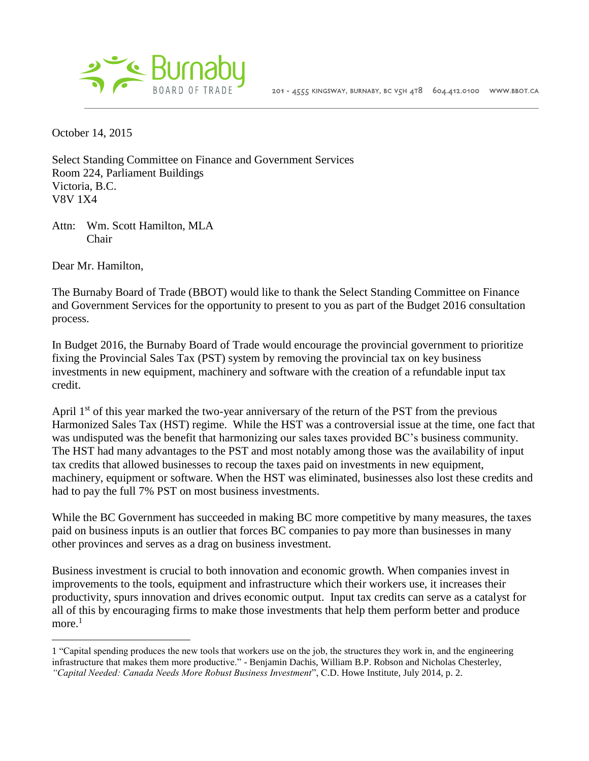Burnaby BOARD OF TRADE 201 - 4555 KINGSWAY, BURNABY, BC V5H 4T8 604.412.0100 WWW.BBOT.CA

October 14, 2015

Select Standing Committee on Finance and Government Services
Room 224, Parliament Buildings
Victoria, B.C.
V8V 1X4

Attn: Wm. Scott Hamilton, MLA
Chair

Dear Mr. Hamilton,

The Burnaby Board of Trade (BBOT) would like to thank the Select Standing Committee on Finance and Government Services for the opportunity to present to you as part of the Budget 2016 consultation process.

In Budget 2016, the Burnaby Board of Trade would encourage the provincial government to prioritize fixing the Provincial Sales Tax (PST) system by removing the provincial tax on key business investments in new equipment, machinery and software with the creation of a refundable input tax credit.

April 1st of this year marked the two-year anniversary of the return of the PST from the previous Harmonized Sales Tax (HST) regime. While the HST was a controversial issue at the time, one fact that was undisputed was the benefit that harmonizing our sales taxes provided BC's business community. The HST had many advantages to the PST and most notably among those was the availability of input tax credits that allowed businesses to recoup the taxes paid on investments in new equipment, machinery, equipment or software. When the HST was eliminated, businesses also lost these credits and had to pay the full 7% PST on most business investments.

While the BC Government has succeeded in making BC more competitive by many measures, the taxes paid on business inputs is an outlier that forces BC companies to pay more than businesses in many other provinces and serves as a drag on business investment.

Business investment is crucial to both innovation and economic growth. When companies invest in improvements to the tools, equipment and infrastructure which their workers use, it increases their productivity, spurs innovation and drives economic output. Input tax credits can serve as a catalyst for all of this by encouraging firms to make those investments that help them perform better and produce more.[1]

---

[1] "Capital spending produces the new tools that workers use on the job, the structures they work in, and the engineering infrastructure that makes them more productive." - Benjamin Dachis, William B.P. Robson and Nicholas Chesterley, *"Capital Needed: Canada Needs More Robust Business Investment"*, C.D. Howe Institute, July 2014, p. 2.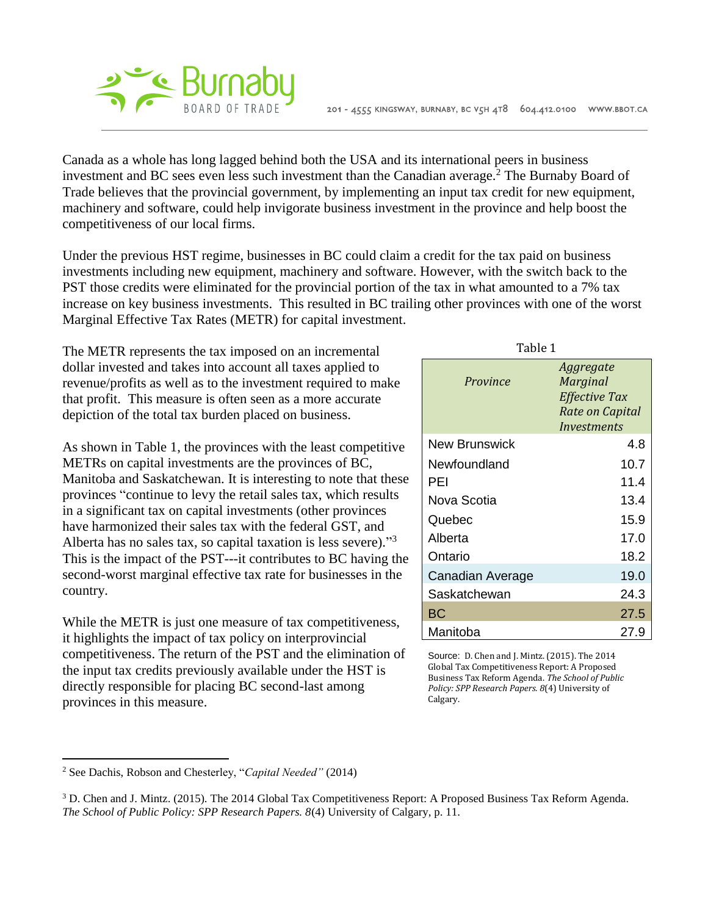Canada as a whole has long lagged behind both the USA and its international peers in business investment and BC sees even less such investment than the Canadian average.[2] The Burnaby Board of Trade believes that the provincial government, by implementing an input tax credit for new equipment, machinery and software, could help invigorate business investment in the province and help boost the competitiveness of our local firms.

Under the previous HST regime, businesses in BC could claim a credit for the tax paid on business investments including new equipment, machinery and software. However, with the switch back to the PST those credits were eliminated for the provincial portion of the tax in what amounted to a 7% tax increase on key business investments. This resulted in BC trailing other provinces with one of the worst Marginal Effective Tax Rates (METR) for capital investment.

The METR represents the tax imposed on an incremental dollar invested and takes into account all taxes applied to revenue/profits as well as to the investment required to make that profit. This measure is often seen as a more accurate depiction of the total tax burden placed on business.

As shown in Table 1, the provinces with the least competitive METRs on capital investments are the provinces of BC, Manitoba and Saskatchewan. It is interesting to note that these provinces "continue to levy the retail sales tax, which results in a significant tax on capital investments (other provinces have harmonized their sales tax with the federal GST, and Alberta has no sales tax, so capital taxation is less severe)."[3] This is the impact of the PST---it contributes to BC having the second-worst marginal effective tax rate for businesses in the country.

While the METR is just one measure of tax competitiveness, it highlights the impact of tax policy on interprovincial competitiveness. The return of the PST and the elimination of the input tax credits previously available under the HST is directly responsible for placing BC second-last among provinces in this measure.

Table 1

| *Province* | *Aggregate Marginal Effective Tax Rate on Capital Investments* |
|---|---|
| New Brunswick | 4.8 |
| Newfoundland | 10.7 |
| PEI | 11.4 |
| Nova Scotia | 13.4 |
| Quebec | 15.9 |
| Alberta | 17.0 |
| Ontario | 18.2 |
| Canadian Average | 19.0 |
| Saskatchewan | 24.3 |
| BC | 27.5 |
| Manitoba | 27.9 |

Source: D. Chen and J. Mintz. (2015). The 2014 Global Tax Competitiveness Report: A Proposed Business Tax Reform Agenda. *The School of Public Policy: SPP Research Papers. 8*(4) University of Calgary.

---

[2] See Dachis, Robson and Chesterley, "*Capital Needed"* (2014)

[3] D. Chen and J. Mintz. (2015). The 2014 Global Tax Competitiveness Report: A Proposed Business Tax Reform Agenda. *The School of Public Policy: SPP Research Papers. 8*(4) University of Calgary, p. 11.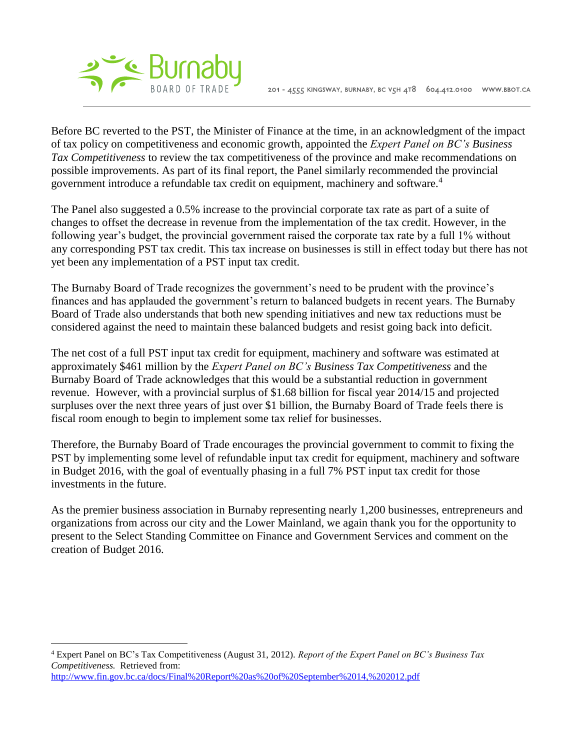Before BC reverted to the PST, the Minister of Finance at the time, in an acknowledgment of the impact of tax policy on competitiveness and economic growth, appointed the *Expert Panel on BC's Business Tax Competitiveness* to review the tax competitiveness of the province and make recommendations on possible improvements. As part of its final report, the Panel similarly recommended the provincial government introduce a refundable tax credit on equipment, machinery and software.[4]

The Panel also suggested a 0.5% increase to the provincial corporate tax rate as part of a suite of changes to offset the decrease in revenue from the implementation of the tax credit. However, in the following year's budget, the provincial government raised the corporate tax rate by a full 1% without any corresponding PST tax credit. This tax increase on businesses is still in effect today but there has not yet been any implementation of a PST input tax credit.

The Burnaby Board of Trade recognizes the government's need to be prudent with the province's finances and has applauded the government's return to balanced budgets in recent years. The Burnaby Board of Trade also understands that both new spending initiatives and new tax reductions must be considered against the need to maintain these balanced budgets and resist going back into deficit.

The net cost of a full PST input tax credit for equipment, machinery and software was estimated at approximately $461 million by the *Expert Panel on BC's Business Tax Competitiveness* and the Burnaby Board of Trade acknowledges that this would be a substantial reduction in government revenue. However, with a provincial surplus of $1.68 billion for fiscal year 2014/15 and projected surpluses over the next three years of just over $1 billion, the Burnaby Board of Trade feels there is fiscal room enough to begin to implement some tax relief for businesses.

Therefore, the Burnaby Board of Trade encourages the provincial government to commit to fixing the PST by implementing some level of refundable input tax credit for equipment, machinery and software in Budget 2016, with the goal of eventually phasing in a full 7% PST input tax credit for those investments in the future.

As the premier business association in Burnaby representing nearly 1,200 businesses, entrepreneurs and organizations from across our city and the Lower Mainland, we again thank you for the opportunity to present to the Select Standing Committee on Finance and Government Services and comment on the creation of Budget 2016.

---

[4] Expert Panel on BC's Tax Competitiveness (August 31, 2012). *Report of the Expert Panel on BC's Business Tax Competitiveness.* Retrieved from: http://www.fin.gov.bc.ca/docs/Final%20Report%20as%20of%20September%2014,%202012.pdf